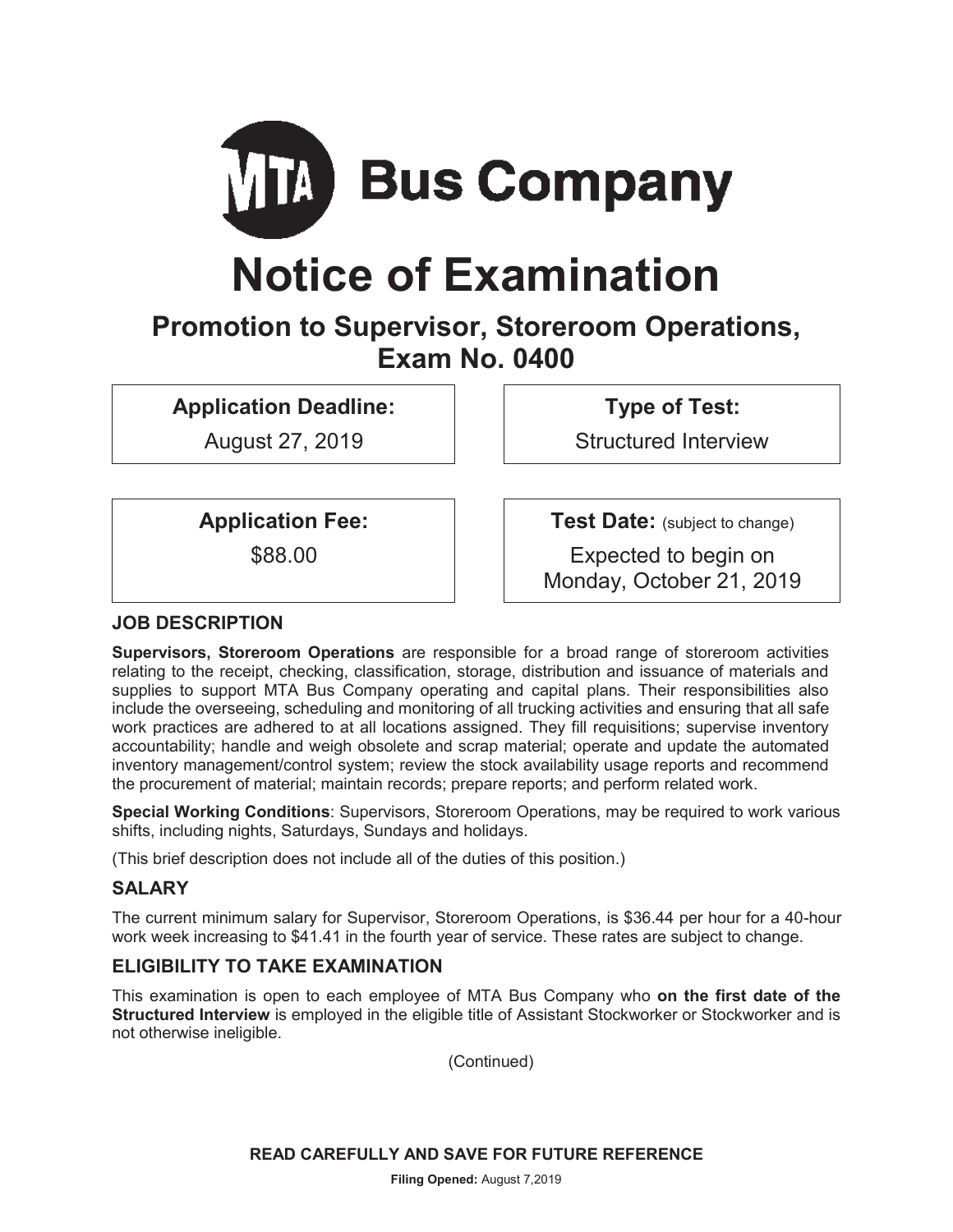# MTA Bus Company

# Notice of Examination

## Promotion to Supervisor, Storeroom Operations, Exam No. 0400

**Application Deadline:**
August 27, 2019

**Type of Test:**
Structured Interview

**Application Fee:**
$88.00

**Test Date:** (subject to change)
Expected to begin on Monday, October 21, 2019

### JOB DESCRIPTION

**Supervisors, Storeroom Operations** are responsible for a broad range of storeroom activities relating to the receipt, checking, classification, storage, distribution and issuance of materials and supplies to support MTA Bus Company operating and capital plans. Their responsibilities also include the overseeing, scheduling and monitoring of all trucking activities and ensuring that all safe work practices are adhered to at all locations assigned. They fill requisitions; supervise inventory accountability; handle and weigh obsolete and scrap material; operate and update the automated inventory management/control system; review the stock availability usage reports and recommend the procurement of material; maintain records; prepare reports; and perform related work.

**Special Working Conditions**: Supervisors, Storeroom Operations, may be required to work various shifts, including nights, Saturdays, Sundays and holidays.

(This brief description does not include all of the duties of this position.)

### SALARY

The current minimum salary for Supervisor, Storeroom Operations, is $36.44 per hour for a 40-hour work week increasing to $41.41 in the fourth year of service. These rates are subject to change.

### ELIGIBILITY TO TAKE EXAMINATION

This examination is open to each employee of MTA Bus Company who **on the first date of the Structured Interview** is employed in the eligible title of Assistant Stockworker or Stockworker and is not otherwise ineligible.

(Continued)

**READ CAREFULLY AND SAVE FOR FUTURE REFERENCE**

**Filing Opened:** August 7,2019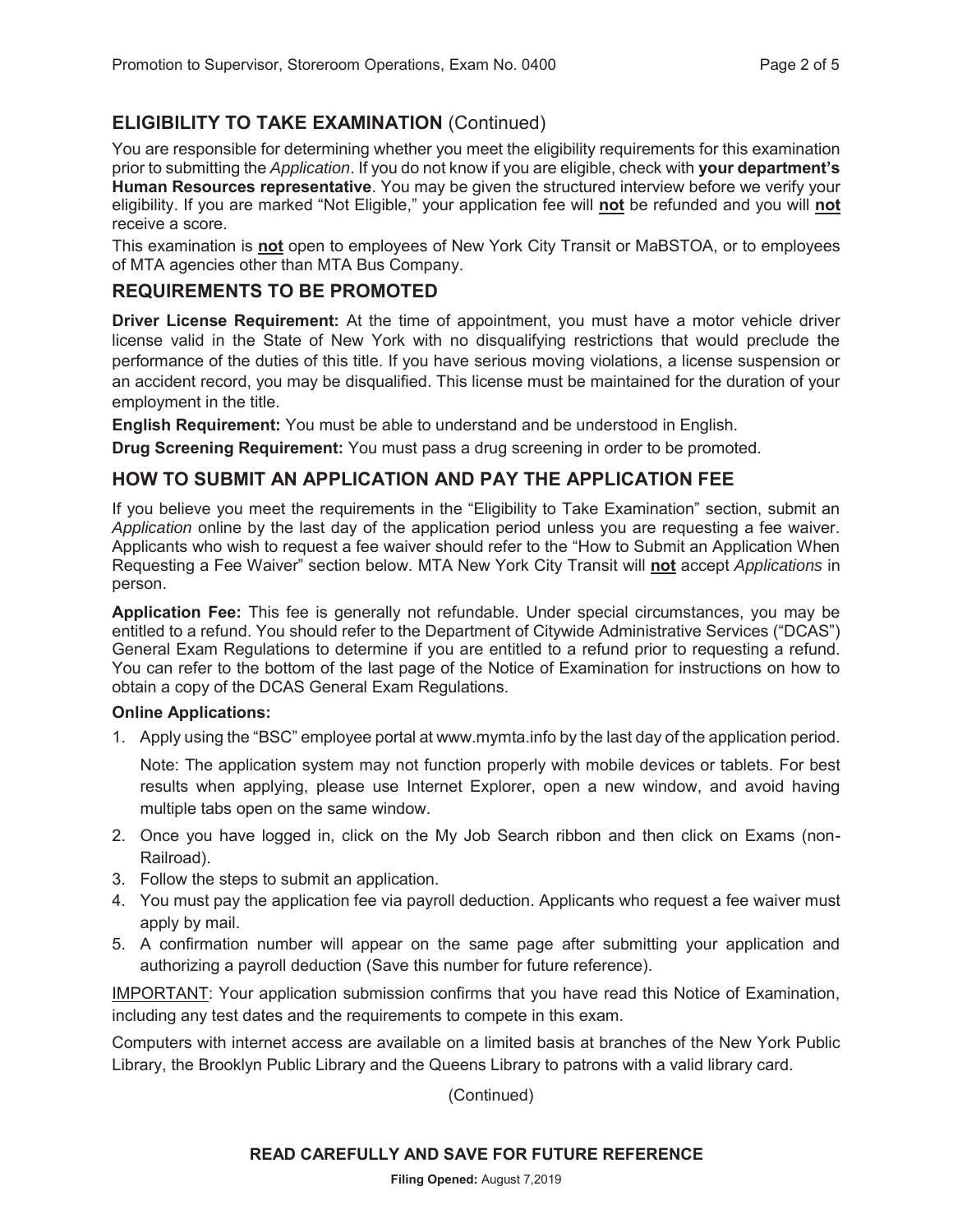## ELIGIBILITY TO TAKE EXAMINATION (Continued)

You are responsible for determining whether you meet the eligibility requirements for this examination prior to submitting the *Application*. If you do not know if you are eligible, check with **your department's Human Resources representative**. You may be given the structured interview before we verify your eligibility. If you are marked "Not Eligible," your application fee will **not** be refunded and you will **not** receive a score.

This examination is **not** open to employees of New York City Transit or MaBSTOA, or to employees of MTA agencies other than MTA Bus Company.

## REQUIREMENTS TO BE PROMOTED

**Driver License Requirement:** At the time of appointment, you must have a motor vehicle driver license valid in the State of New York with no disqualifying restrictions that would preclude the performance of the duties of this title. If you have serious moving violations, a license suspension or an accident record, you may be disqualified. This license must be maintained for the duration of your employment in the title.

**English Requirement:** You must be able to understand and be understood in English.

**Drug Screening Requirement:** You must pass a drug screening in order to be promoted.

## HOW TO SUBMIT AN APPLICATION AND PAY THE APPLICATION FEE

If you believe you meet the requirements in the "Eligibility to Take Examination" section, submit an *Application* online by the last day of the application period unless you are requesting a fee waiver. Applicants who wish to request a fee waiver should refer to the "How to Submit an Application When Requesting a Fee Waiver" section below. MTA New York City Transit will **not** accept *Applications* in person.

**Application Fee:** This fee is generally not refundable. Under special circumstances, you may be entitled to a refund. You should refer to the Department of Citywide Administrative Services ("DCAS") General Exam Regulations to determine if you are entitled to a refund prior to requesting a refund. You can refer to the bottom of the last page of the Notice of Examination for instructions on how to obtain a copy of the DCAS General Exam Regulations.

**Online Applications:**

1. Apply using the "BSC" employee portal at www.mymta.info by the last day of the application period.

   Note: The application system may not function properly with mobile devices or tablets. For best results when applying, please use Internet Explorer, open a new window, and avoid having multiple tabs open on the same window.

2. Once you have logged in, click on the My Job Search ribbon and then click on Exams (non-Railroad).
3. Follow the steps to submit an application.
4. You must pay the application fee via payroll deduction. Applicants who request a fee waiver must apply by mail.
5. A confirmation number will appear on the same page after submitting your application and authorizing a payroll deduction (Save this number for future reference).

IMPORTANT: Your application submission confirms that you have read this Notice of Examination, including any test dates and the requirements to compete in this exam.

Computers with internet access are available on a limited basis at branches of the New York Public Library, the Brooklyn Public Library and the Queens Library to patrons with a valid library card.

(Continued)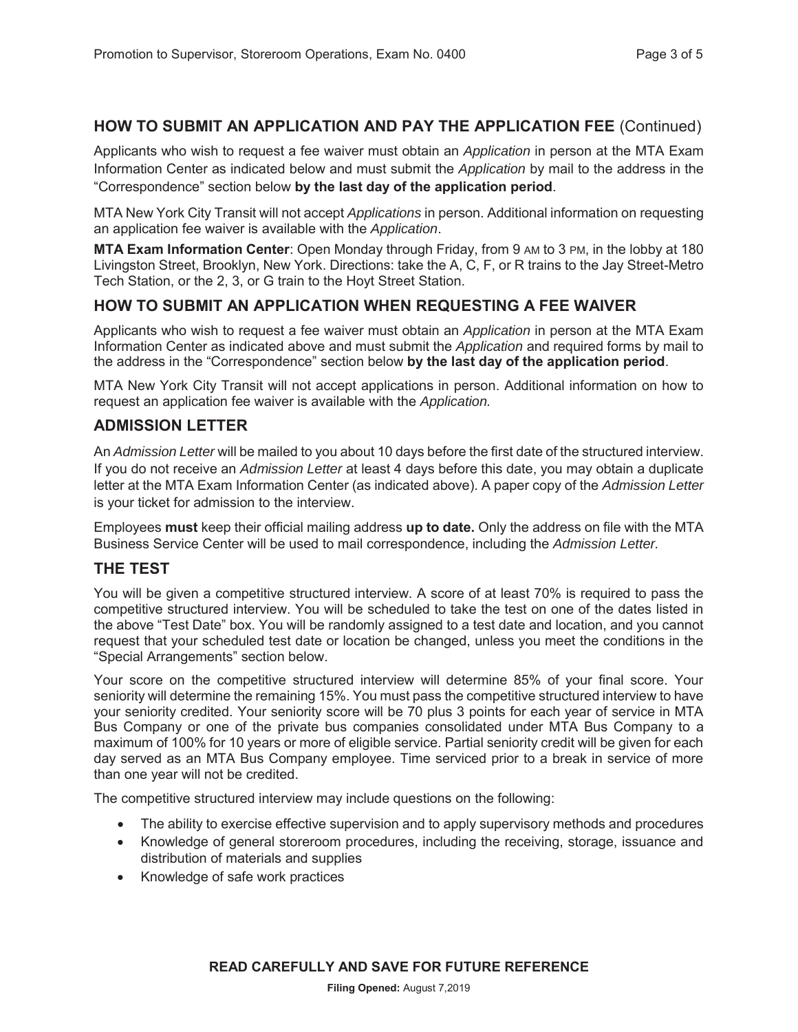## HOW TO SUBMIT AN APPLICATION AND PAY THE APPLICATION FEE (Continued)

Applicants who wish to request a fee waiver must obtain an *Application* in person at the MTA Exam Information Center as indicated below and must submit the *Application* by mail to the address in the "Correspondence" section below **by the last day of the application period**.

MTA New York City Transit will not accept *Applications* in person. Additional information on requesting an application fee waiver is available with the *Application*.

**MTA Exam Information Center**: Open Monday through Friday, from 9 AM to 3 PM, in the lobby at 180 Livingston Street, Brooklyn, New York. Directions: take the A, C, F, or R trains to the Jay Street-Metro Tech Station, or the 2, 3, or G train to the Hoyt Street Station.

## HOW TO SUBMIT AN APPLICATION WHEN REQUESTING A FEE WAIVER

Applicants who wish to request a fee waiver must obtain an *Application* in person at the MTA Exam Information Center as indicated above and must submit the *Application* and required forms by mail to the address in the "Correspondence" section below **by the last day of the application period**.

MTA New York City Transit will not accept applications in person. Additional information on how to request an application fee waiver is available with the *Application.*

## ADMISSION LETTER

An *Admission Letter* will be mailed to you about 10 days before the first date of the structured interview. If you do not receive an *Admission Letter* at least 4 days before this date, you may obtain a duplicate letter at the MTA Exam Information Center (as indicated above). A paper copy of the *Admission Letter* is your ticket for admission to the interview.

Employees **must** keep their official mailing address **up to date.** Only the address on file with the MTA Business Service Center will be used to mail correspondence, including the *Admission Letter.*

## THE TEST

You will be given a competitive structured interview. A score of at least 70% is required to pass the competitive structured interview. You will be scheduled to take the test on one of the dates listed in the above "Test Date" box. You will be randomly assigned to a test date and location, and you cannot request that your scheduled test date or location be changed, unless you meet the conditions in the "Special Arrangements" section below.

Your score on the competitive structured interview will determine 85% of your final score. Your seniority will determine the remaining 15%. You must pass the competitive structured interview to have your seniority credited. Your seniority score will be 70 plus 3 points for each year of service in MTA Bus Company or one of the private bus companies consolidated under MTA Bus Company to a maximum of 100% for 10 years or more of eligible service. Partial seniority credit will be given for each day served as an MTA Bus Company employee. Time serviced prior to a break in service of more than one year will not be credited.

The competitive structured interview may include questions on the following:

- The ability to exercise effective supervision and to apply supervisory methods and procedures
- Knowledge of general storeroom procedures, including the receiving, storage, issuance and distribution of materials and supplies
- Knowledge of safe work practices

**READ CAREFULLY AND SAVE FOR FUTURE REFERENCE**

**Filing Opened:** August 7,2019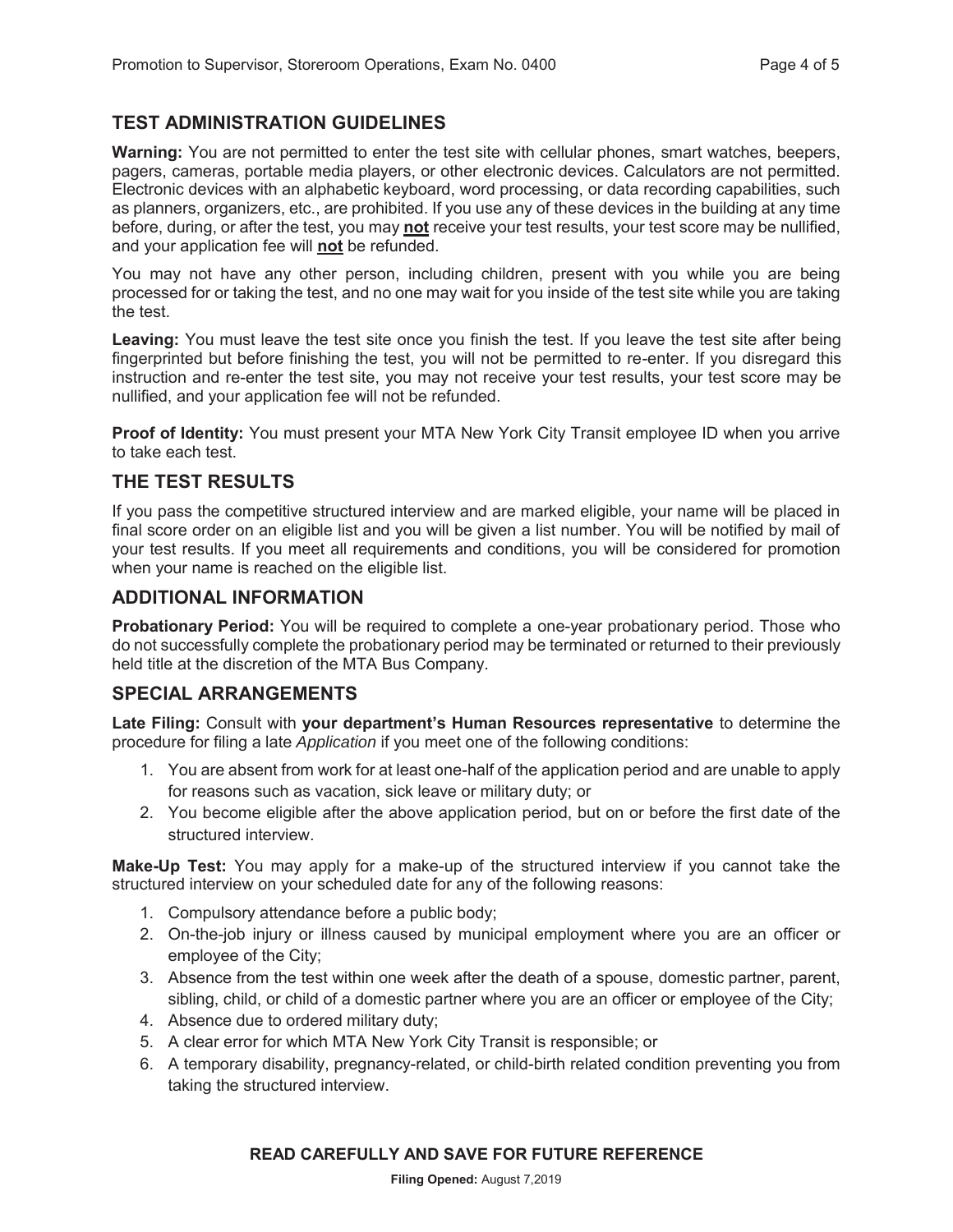## TEST ADMINISTRATION GUIDELINES

**Warning:** You are not permitted to enter the test site with cellular phones, smart watches, beepers, pagers, cameras, portable media players, or other electronic devices. Calculators are not permitted. Electronic devices with an alphabetic keyboard, word processing, or data recording capabilities, such as planners, organizers, etc., are prohibited. If you use any of these devices in the building at any time before, during, or after the test, you may **not** receive your test results, your test score may be nullified, and your application fee will **not** be refunded.

You may not have any other person, including children, present with you while you are being processed for or taking the test, and no one may wait for you inside of the test site while you are taking the test.

**Leaving:** You must leave the test site once you finish the test. If you leave the test site after being fingerprinted but before finishing the test, you will not be permitted to re-enter. If you disregard this instruction and re-enter the test site, you may not receive your test results, your test score may be nullified, and your application fee will not be refunded.

**Proof of Identity:** You must present your MTA New York City Transit employee ID when you arrive to take each test.

## THE TEST RESULTS

If you pass the competitive structured interview and are marked eligible, your name will be placed in final score order on an eligible list and you will be given a list number. You will be notified by mail of your test results. If you meet all requirements and conditions, you will be considered for promotion when your name is reached on the eligible list.

## ADDITIONAL INFORMATION

**Probationary Period:** You will be required to complete a one-year probationary period. Those who do not successfully complete the probationary period may be terminated or returned to their previously held title at the discretion of the MTA Bus Company.

## SPECIAL ARRANGEMENTS

**Late Filing:** Consult with **your department's Human Resources representative** to determine the procedure for filing a late *Application* if you meet one of the following conditions:

1. You are absent from work for at least one-half of the application period and are unable to apply for reasons such as vacation, sick leave or military duty; or
2. You become eligible after the above application period, but on or before the first date of the structured interview.

**Make-Up Test:** You may apply for a make-up of the structured interview if you cannot take the structured interview on your scheduled date for any of the following reasons:

1. Compulsory attendance before a public body;
2. On-the-job injury or illness caused by municipal employment where you are an officer or employee of the City;
3. Absence from the test within one week after the death of a spouse, domestic partner, parent, sibling, child, or child of a domestic partner where you are an officer or employee of the City;
4. Absence due to ordered military duty;
5. A clear error for which MTA New York City Transit is responsible; or
6. A temporary disability, pregnancy-related, or child-birth related condition preventing you from taking the structured interview.

**READ CAREFULLY AND SAVE FOR FUTURE REFERENCE**

**Filing Opened:** August 7,2019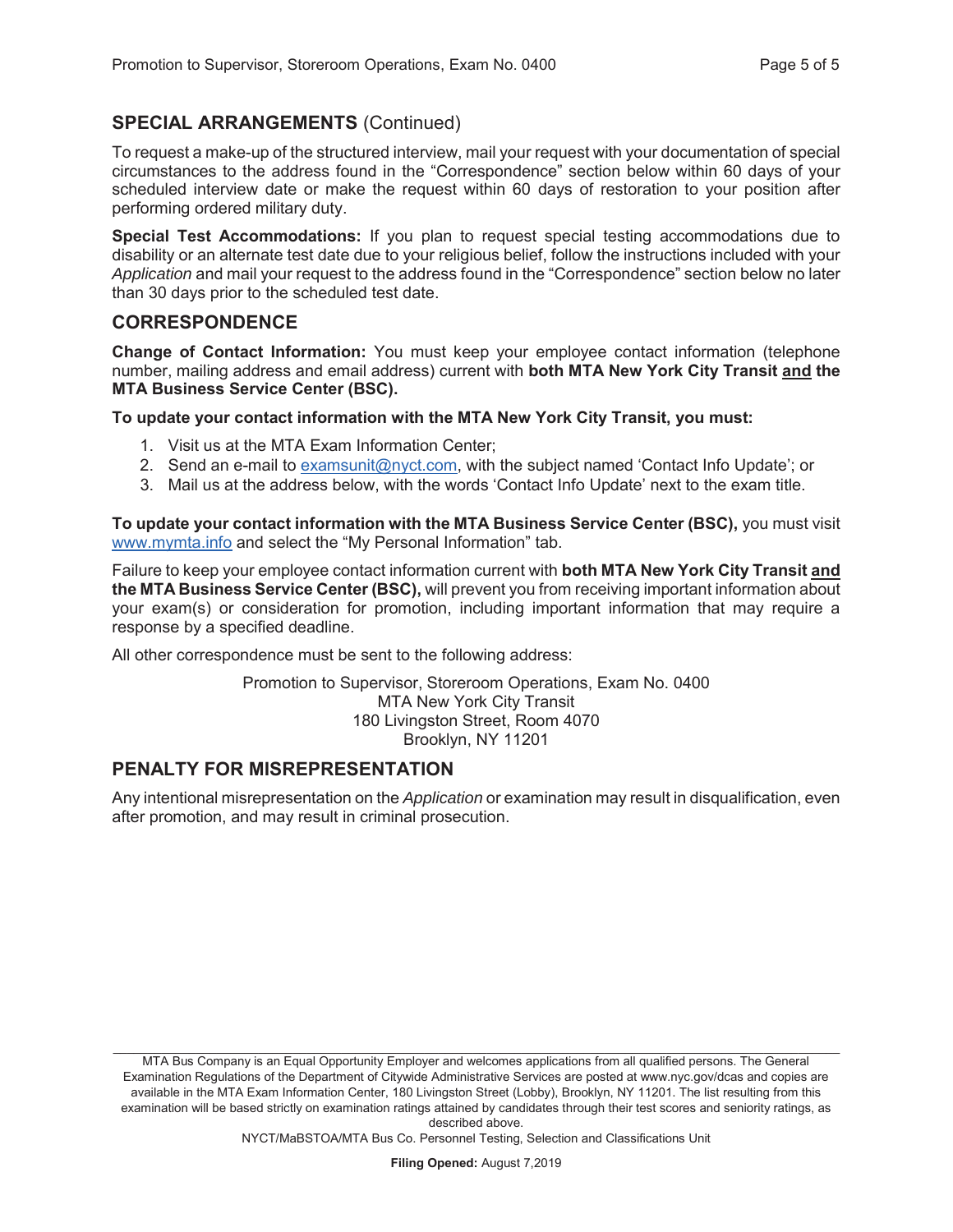## SPECIAL ARRANGEMENTS (Continued)

To request a make-up of the structured interview, mail your request with your documentation of special circumstances to the address found in the "Correspondence" section below within 60 days of your scheduled interview date or make the request within 60 days of restoration to your position after performing ordered military duty.

**Special Test Accommodations:** If you plan to request special testing accommodations due to disability or an alternate test date due to your religious belief, follow the instructions included with your *Application* and mail your request to the address found in the "Correspondence" section below no later than 30 days prior to the scheduled test date.

## CORRESPONDENCE

**Change of Contact Information:** You must keep your employee contact information (telephone number, mailing address and email address) current with **both MTA New York City Transit and the MTA Business Service Center (BSC).**

**To update your contact information with the MTA New York City Transit, you must:**

1. Visit us at the MTA Exam Information Center;
2. Send an e-mail to examsunit@nyct.com, with the subject named 'Contact Info Update'; or
3. Mail us at the address below, with the words 'Contact Info Update' next to the exam title.

**To update your contact information with the MTA Business Service Center (BSC),** you must visit www.mymta.info and select the "My Personal Information" tab.

Failure to keep your employee contact information current with **both MTA New York City Transit and the MTA Business Service Center (BSC),** will prevent you from receiving important information about your exam(s) or consideration for promotion, including important information that may require a response by a specified deadline.

All other correspondence must be sent to the following address:

Promotion to Supervisor, Storeroom Operations, Exam No. 0400
MTA New York City Transit
180 Livingston Street, Room 4070
Brooklyn, NY 11201

## PENALTY FOR MISREPRESENTATION

Any intentional misrepresentation on the *Application* or examination may result in disqualification, even after promotion, and may result in criminal prosecution.

MTA Bus Company is an Equal Opportunity Employer and welcomes applications from all qualified persons. The General Examination Regulations of the Department of Citywide Administrative Services are posted at www.nyc.gov/dcas and copies are available in the MTA Exam Information Center, 180 Livingston Street (Lobby), Brooklyn, NY 11201. The list resulting from this examination will be based strictly on examination ratings attained by candidates through their test scores and seniority ratings, as described above.

NYCT/MaBSTOA/MTA Bus Co. Personnel Testing, Selection and Classifications Unit

**Filing Opened:** August 7,2019